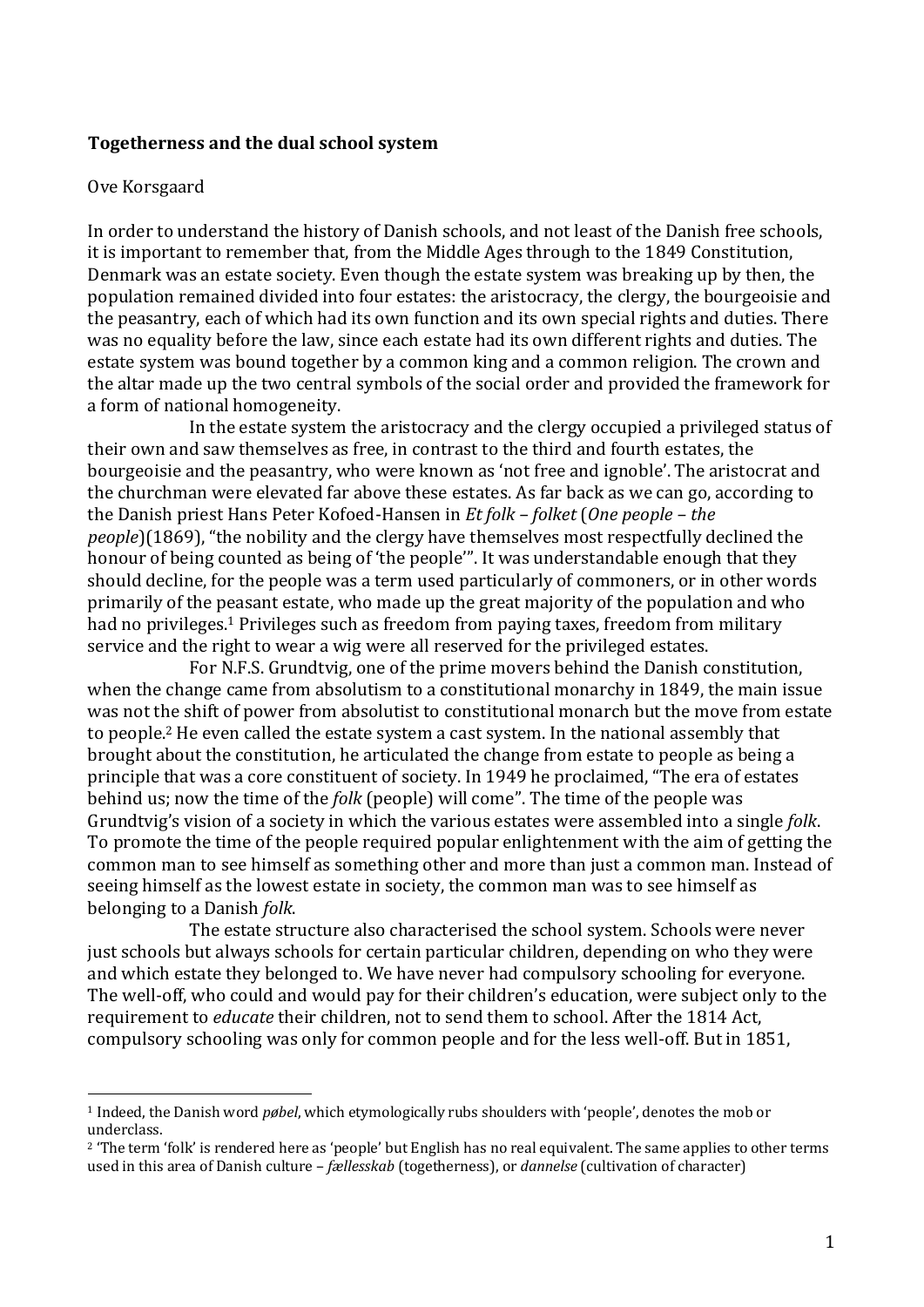**Togetherness and the dual school system**

Ove Korsgaard

In order to understand the history of Danish schools, and not least of the Danish free schools, it is important to remember that, from the Middle Ages through to the 1849 Constitution, Denmark was an estate society. Even though the estate system was breaking up by then, the population remained divided into four estates: the aristocracy, the clergy, the bourgeoisie and the peasantry, each of which had its own function and its own special rights and duties. There was no equality before the law, since each estate had its own different rights and duties. The estate system was bound together by a common king and a common religion. The crown and the altar made up the two central symbols of the social order and provided the framework for a form of national homogeneity.

In the estate system the aristocracy and the clergy occupied a privileged status of their own and saw themselves as free, in contrast to the third and fourth estates, the bourgeoisie and the peasantry, who were known as 'not free and ignoble'. The aristocrat and the churchman were elevated far above these estates. As far back as we can go, according to the Danish priest Hans Peter Kofoed-Hansen in *Et folk – folket* (*One people – the people*)(1869), "the nobility and the clergy have themselves most respectfully declined the honour of being counted as being of 'the people'". It was understandable enough that they should decline, for the people was a term used particularly of commoners, or in other words primarily of the peasant estate, who made up the great majority of the population and who had no privileges.[1] Privileges such as freedom from paying taxes, freedom from military service and the right to wear a wig were all reserved for the privileged estates.

For N.F.S. Grundtvig, one of the prime movers behind the Danish constitution, when the change came from absolutism to a constitutional monarchy in 1849, the main issue was not the shift of power from absolutist to constitutional monarch but the move from estate to people.[2] He even called the estate system a cast system. In the national assembly that brought about the constitution, he articulated the change from estate to people as being a principle that was a core constituent of society. In 1949 he proclaimed, "The era of estates behind us; now the time of the *folk* (people) will come". The time of the people was Grundtvig's vision of a society in which the various estates were assembled into a single *folk*. To promote the time of the people required popular enlightenment with the aim of getting the common man to see himself as something other and more than just a common man. Instead of seeing himself as the lowest estate in society, the common man was to see himself as belonging to a Danish *folk*.

The estate structure also characterised the school system. Schools were never just schools but always schools for certain particular children, depending on who they were and which estate they belonged to. We have never had compulsory schooling for everyone. The well-off, who could and would pay for their children's education, were subject only to the requirement to *educate* their children, not to send them to school. After the 1814 Act, compulsory schooling was only for common people and for the less well-off. But in 1851,

---

[1] Indeed, the Danish word *pøbel*, which etymologically rubs shoulders with 'people', denotes the mob or underclass.

[2] 'The term 'folk' is rendered here as 'people' but English has no real equivalent. The same applies to other terms used in this area of Danish culture – *fællesskab* (togetherness), or *dannelse* (cultivation of character)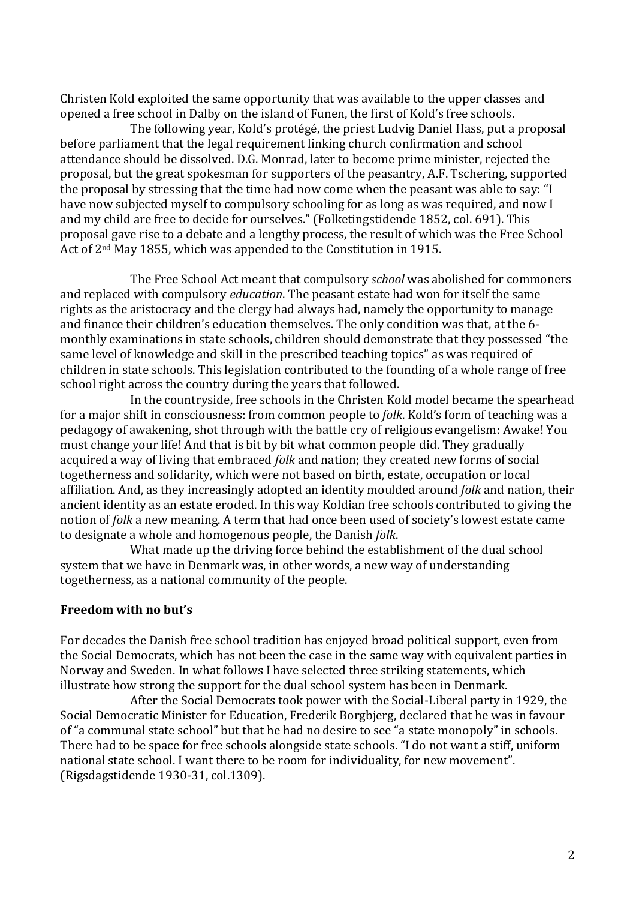Christen Kold exploited the same opportunity that was available to the upper classes and opened a free school in Dalby on the island of Funen, the first of Kold's free schools.

The following year, Kold's protégé, the priest Ludvig Daniel Hass, put a proposal before parliament that the legal requirement linking church confirmation and school attendance should be dissolved. D.G. Monrad, later to become prime minister, rejected the proposal, but the great spokesman for supporters of the peasantry, A.F. Tschering, supported the proposal by stressing that the time had now come when the peasant was able to say: "I have now subjected myself to compulsory schooling for as long as was required, and now I and my child are free to decide for ourselves." (Folketingstidende 1852, col. 691). This proposal gave rise to a debate and a lengthy process, the result of which was the Free School Act of 2nd May 1855, which was appended to the Constitution in 1915.

The Free School Act meant that compulsory *school* was abolished for commoners and replaced with compulsory *education*. The peasant estate had won for itself the same rights as the aristocracy and the clergy had always had, namely the opportunity to manage and finance their children's education themselves. The only condition was that, at the 6-monthly examinations in state schools, children should demonstrate that they possessed "the same level of knowledge and skill in the prescribed teaching topics" as was required of children in state schools. This legislation contributed to the founding of a whole range of free school right across the country during the years that followed.

In the countryside, free schools in the Christen Kold model became the spearhead for a major shift in consciousness: from common people to *folk*. Kold's form of teaching was a pedagogy of awakening, shot through with the battle cry of religious evangelism: Awake! You must change your life! And that is bit by bit what common people did. They gradually acquired a way of living that embraced *folk* and nation; they created new forms of social togetherness and solidarity, which were not based on birth, estate, occupation or local affiliation. And, as they increasingly adopted an identity moulded around *folk* and nation, their ancient identity as an estate eroded. In this way Koldian free schools contributed to giving the notion of *folk* a new meaning. A term that had once been used of society's lowest estate came to designate a whole and homogenous people, the Danish *folk*.

What made up the driving force behind the establishment of the dual school system that we have in Denmark was, in other words, a new way of understanding togetherness, as a national community of the people.

## Freedom with no but's

For decades the Danish free school tradition has enjoyed broad political support, even from the Social Democrats, which has not been the case in the same way with equivalent parties in Norway and Sweden. In what follows I have selected three striking statements, which illustrate how strong the support for the dual school system has been in Denmark.

After the Social Democrats took power with the Social-Liberal party in 1929, the Social Democratic Minister for Education, Frederik Borgbjerg, declared that he was in favour of "a communal state school" but that he had no desire to see "a state monopoly" in schools. There had to be space for free schools alongside state schools. "I do not want a stiff, uniform national state school. I want there to be room for individuality, for new movement". (Rigsdagstidende 1930-31, col.1309).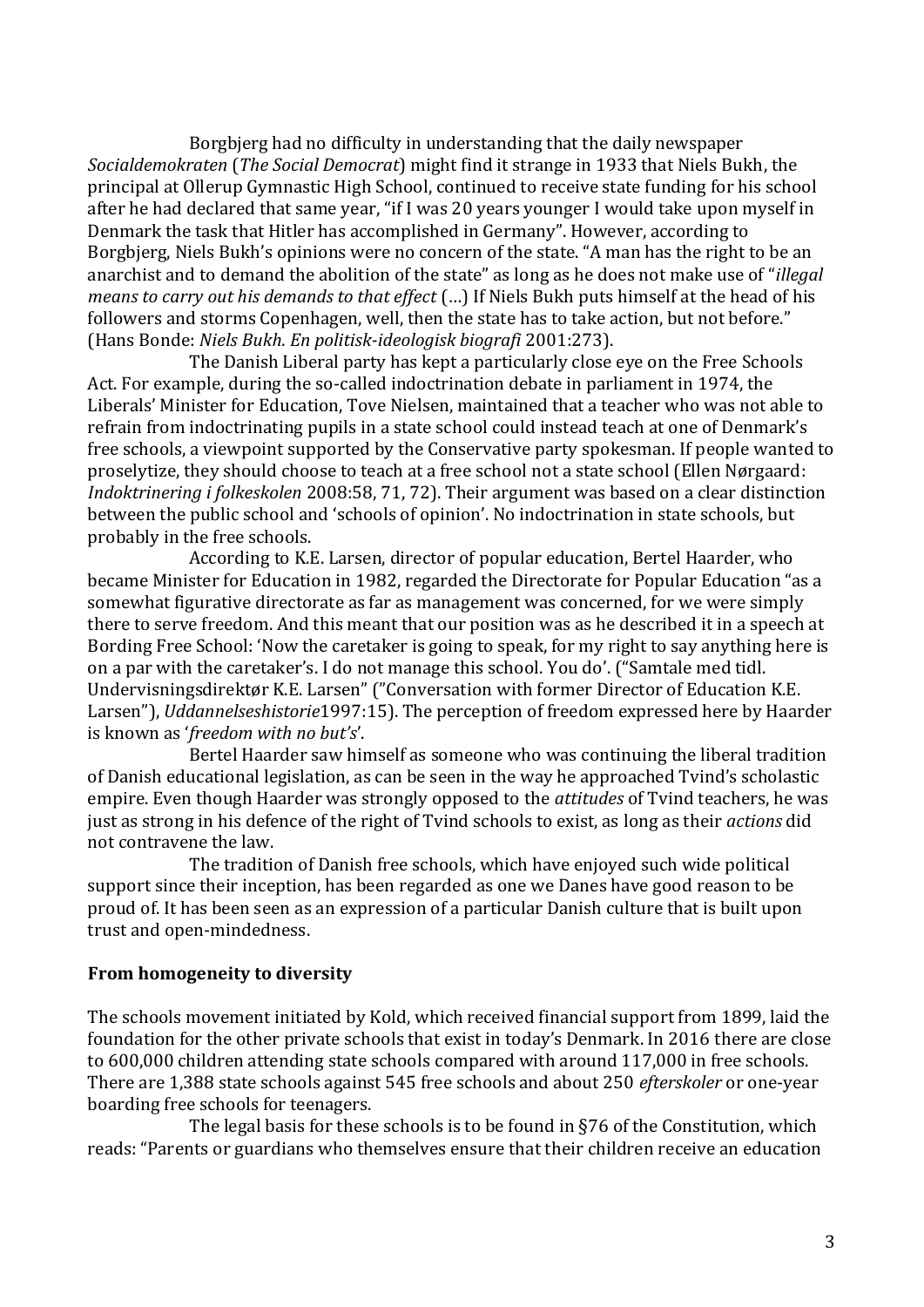Borgbjerg had no difficulty in understanding that the daily newspaper *Socialdemokraten* (*The Social Democrat*) might find it strange in 1933 that Niels Bukh, the principal at Ollerup Gymnastic High School, continued to receive state funding for his school after he had declared that same year, "if I was 20 years younger I would take upon myself in Denmark the task that Hitler has accomplished in Germany". However, according to Borgbjerg, Niels Bukh's opinions were no concern of the state. "A man has the right to be an anarchist and to demand the abolition of the state" as long as he does not make use of "*illegal means to carry out his demands to that effect* (…) If Niels Bukh puts himself at the head of his followers and storms Copenhagen, well, then the state has to take action, but not before." (Hans Bonde: *Niels Bukh. En politisk-ideologisk biografi* 2001:273).

The Danish Liberal party has kept a particularly close eye on the Free Schools Act. For example, during the so-called indoctrination debate in parliament in 1974, the Liberals' Minister for Education, Tove Nielsen, maintained that a teacher who was not able to refrain from indoctrinating pupils in a state school could instead teach at one of Denmark's free schools, a viewpoint supported by the Conservative party spokesman. If people wanted to proselytize, they should choose to teach at a free school not a state school (Ellen Nørgaard: *Indoktrinering i folkeskolen* 2008:58, 71, 72). Their argument was based on a clear distinction between the public school and 'schools of opinion'. No indoctrination in state schools, but probably in the free schools.

According to K.E. Larsen, director of popular education, Bertel Haarder, who became Minister for Education in 1982, regarded the Directorate for Popular Education "as a somewhat figurative directorate as far as management was concerned, for we were simply there to serve freedom. And this meant that our position was as he described it in a speech at Bording Free School: 'Now the caretaker is going to speak, for my right to say anything here is on a par with the caretaker's. I do not manage this school. You do'. ("Samtale med tidl. Undervisningsdirektør K.E. Larsen" ("Conversation with former Director of Education K.E. Larsen"), *Uddannelseshistorie*1997:15). The perception of freedom expressed here by Haarder is known as '*freedom with no but's*'.

Bertel Haarder saw himself as someone who was continuing the liberal tradition of Danish educational legislation, as can be seen in the way he approached Tvind's scholastic empire. Even though Haarder was strongly opposed to the *attitudes* of Tvind teachers, he was just as strong in his defence of the right of Tvind schools to exist, as long as their *actions* did not contravene the law.

The tradition of Danish free schools, which have enjoyed such wide political support since their inception, has been regarded as one we Danes have good reason to be proud of. It has been seen as an expression of a particular Danish culture that is built upon trust and open-mindedness.

## From homogeneity to diversity

The schools movement initiated by Kold, which received financial support from 1899, laid the foundation for the other private schools that exist in today's Denmark. In 2016 there are close to 600,000 children attending state schools compared with around 117,000 in free schools. There are 1,388 state schools against 545 free schools and about 250 *efterskoler* or one-year boarding free schools for teenagers.

The legal basis for these schools is to be found in §76 of the Constitution, which reads: "Parents or guardians who themselves ensure that their children receive an education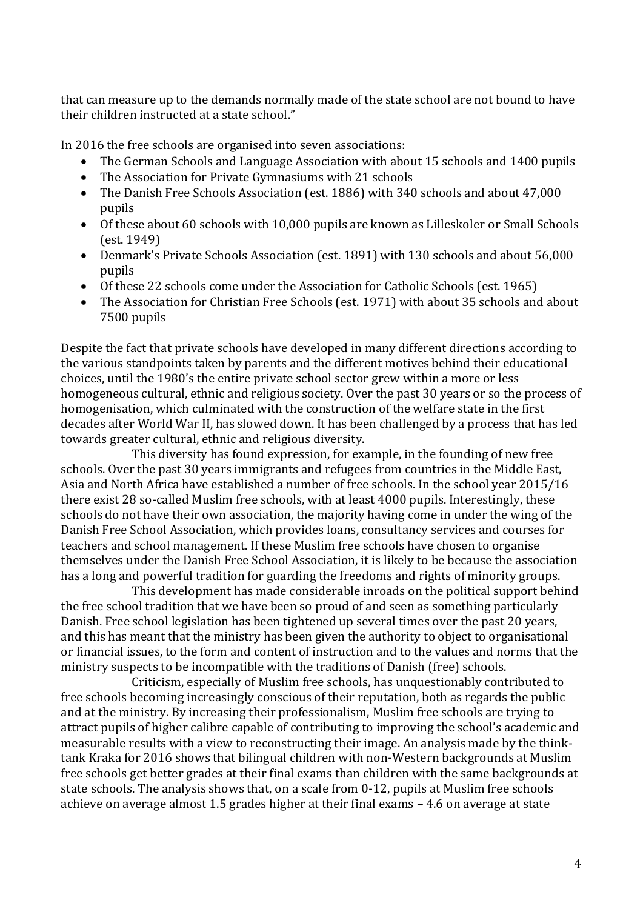that can measure up to the demands normally made of the state school are not bound to have their children instructed at a state school."

In 2016 the free schools are organised into seven associations:

- The German Schools and Language Association with about 15 schools and 1400 pupils
- The Association for Private Gymnasiums with 21 schools
- The Danish Free Schools Association (est. 1886) with 340 schools and about 47,000 pupils
- Of these about 60 schools with 10,000 pupils are known as Lilleskoler or Small Schools (est. 1949)
- Denmark's Private Schools Association (est. 1891) with 130 schools and about 56,000 pupils
- Of these 22 schools come under the Association for Catholic Schools (est. 1965)
- The Association for Christian Free Schools (est. 1971) with about 35 schools and about 7500 pupils

Despite the fact that private schools have developed in many different directions according to the various standpoints taken by parents and the different motives behind their educational choices, until the 1980's the entire private school sector grew within a more or less homogeneous cultural, ethnic and religious society. Over the past 30 years or so the process of homogenisation, which culminated with the construction of the welfare state in the first decades after World War II, has slowed down. It has been challenged by a process that has led towards greater cultural, ethnic and religious diversity.

This diversity has found expression, for example, in the founding of new free schools. Over the past 30 years immigrants and refugees from countries in the Middle East, Asia and North Africa have established a number of free schools. In the school year 2015/16 there exist 28 so-called Muslim free schools, with at least 4000 pupils. Interestingly, these schools do not have their own association, the majority having come in under the wing of the Danish Free School Association, which provides loans, consultancy services and courses for teachers and school management. If these Muslim free schools have chosen to organise themselves under the Danish Free School Association, it is likely to be because the association has a long and powerful tradition for guarding the freedoms and rights of minority groups.

This development has made considerable inroads on the political support behind the free school tradition that we have been so proud of and seen as something particularly Danish. Free school legislation has been tightened up several times over the past 20 years, and this has meant that the ministry has been given the authority to object to organisational or financial issues, to the form and content of instruction and to the values and norms that the ministry suspects to be incompatible with the traditions of Danish (free) schools.

Criticism, especially of Muslim free schools, has unquestionably contributed to free schools becoming increasingly conscious of their reputation, both as regards the public and at the ministry. By increasing their professionalism, Muslim free schools are trying to attract pupils of higher calibre capable of contributing to improving the school's academic and measurable results with a view to reconstructing their image. An analysis made by the think-tank Kraka for 2016 shows that bilingual children with non-Western backgrounds at Muslim free schools get better grades at their final exams than children with the same backgrounds at state schools. The analysis shows that, on a scale from 0-12, pupils at Muslim free schools achieve on average almost 1.5 grades higher at their final exams – 4.6 on average at state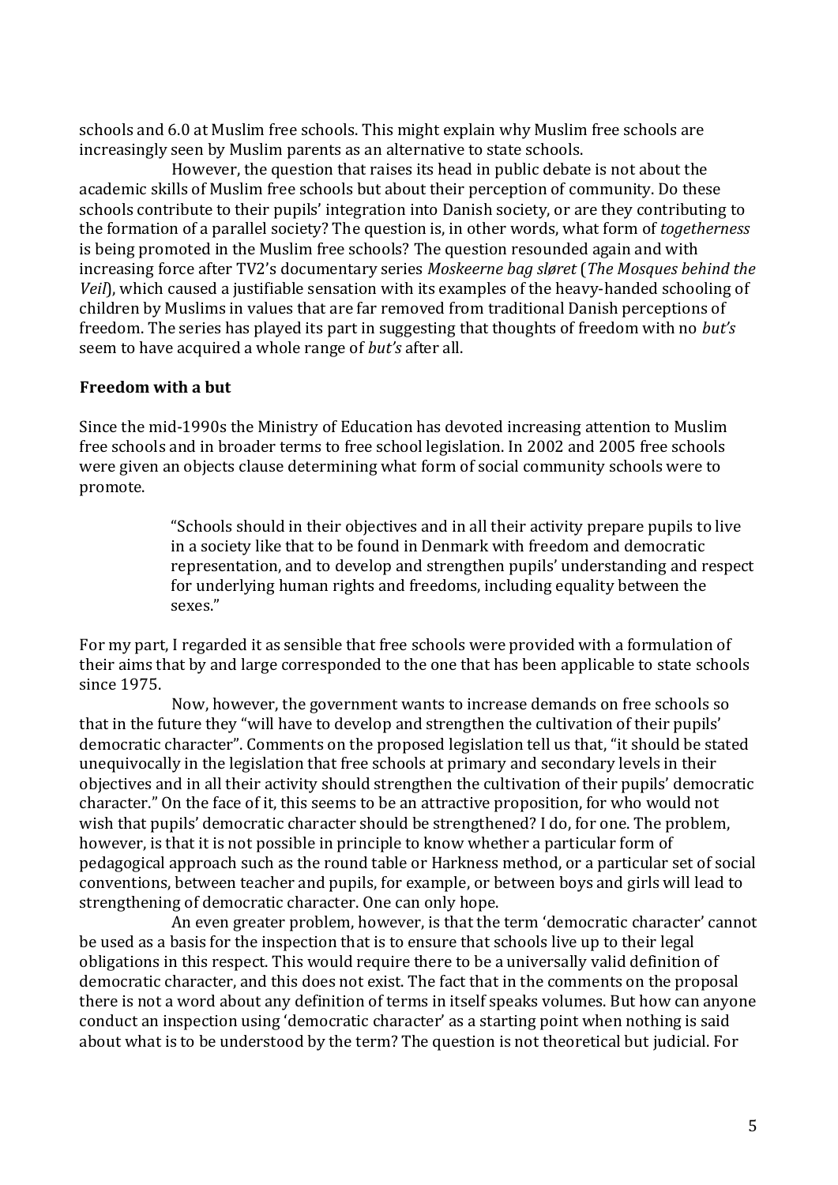schools and 6.0 at Muslim free schools. This might explain why Muslim free schools are increasingly seen by Muslim parents as an alternative to state schools.

However, the question that raises its head in public debate is not about the academic skills of Muslim free schools but about their perception of community. Do these schools contribute to their pupils' integration into Danish society, or are they contributing to the formation of a parallel society? The question is, in other words, what form of *togetherness* is being promoted in the Muslim free schools? The question resounded again and with increasing force after TV2's documentary series *Moskeerne bag sløret* (*The Mosques behind the Veil*), which caused a justifiable sensation with its examples of the heavy-handed schooling of children by Muslims in values that are far removed from traditional Danish perceptions of freedom. The series has played its part in suggesting that thoughts of freedom with no *but's* seem to have acquired a whole range of *but's* after all.

## Freedom with a but

Since the mid-1990s the Ministry of Education has devoted increasing attention to Muslim free schools and in broader terms to free school legislation. In 2002 and 2005 free schools were given an objects clause determining what form of social community schools were to promote.

> "Schools should in their objectives and in all their activity prepare pupils to live in a society like that to be found in Denmark with freedom and democratic representation, and to develop and strengthen pupils' understanding and respect for underlying human rights and freedoms, including equality between the sexes."

For my part, I regarded it as sensible that free schools were provided with a formulation of their aims that by and large corresponded to the one that has been applicable to state schools since 1975.

Now, however, the government wants to increase demands on free schools so that in the future they "will have to develop and strengthen the cultivation of their pupils' democratic character". Comments on the proposed legislation tell us that, "it should be stated unequivocally in the legislation that free schools at primary and secondary levels in their objectives and in all their activity should strengthen the cultivation of their pupils' democratic character." On the face of it, this seems to be an attractive proposition, for who would not wish that pupils' democratic character should be strengthened? I do, for one. The problem, however, is that it is not possible in principle to know whether a particular form of pedagogical approach such as the round table or Harkness method, or a particular set of social conventions, between teacher and pupils, for example, or between boys and girls will lead to strengthening of democratic character. One can only hope.

An even greater problem, however, is that the term 'democratic character' cannot be used as a basis for the inspection that is to ensure that schools live up to their legal obligations in this respect. This would require there to be a universally valid definition of democratic character, and this does not exist. The fact that in the comments on the proposal there is not a word about any definition of terms in itself speaks volumes. But how can anyone conduct an inspection using 'democratic character' as a starting point when nothing is said about what is to be understood by the term? The question is not theoretical but judicial. For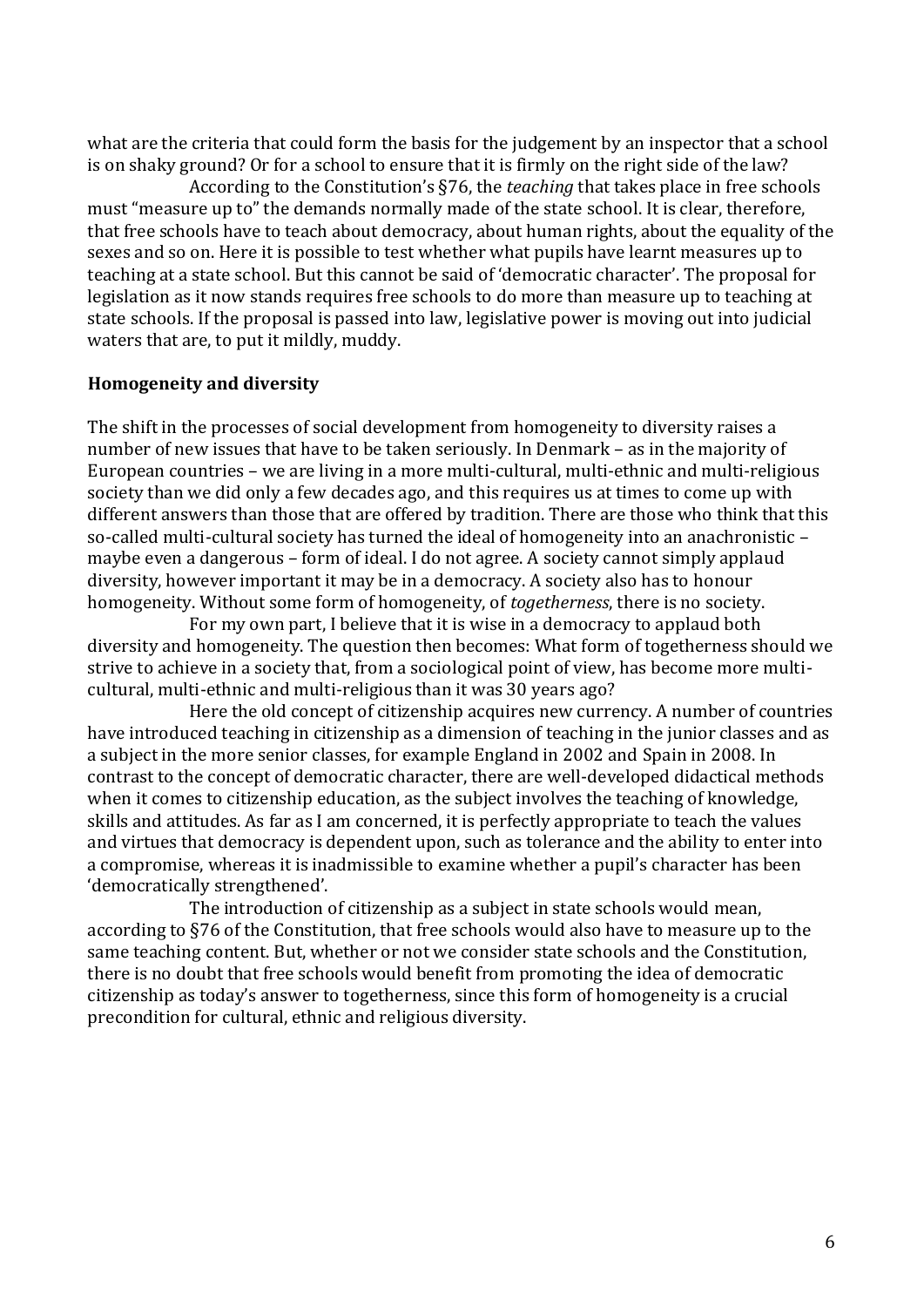what are the criteria that could form the basis for the judgement by an inspector that a school is on shaky ground? Or for a school to ensure that it is firmly on the right side of the law?

According to the Constitution's §76, the *teaching* that takes place in free schools must "measure up to" the demands normally made of the state school. It is clear, therefore, that free schools have to teach about democracy, about human rights, about the equality of the sexes and so on. Here it is possible to test whether what pupils have learnt measures up to teaching at a state school. But this cannot be said of 'democratic character'. The proposal for legislation as it now stands requires free schools to do more than measure up to teaching at state schools. If the proposal is passed into law, legislative power is moving out into judicial waters that are, to put it mildly, muddy.

**Homogeneity and diversity**

The shift in the processes of social development from homogeneity to diversity raises a number of new issues that have to be taken seriously. In Denmark – as in the majority of European countries – we are living in a more multi-cultural, multi-ethnic and multi-religious society than we did only a few decades ago, and this requires us at times to come up with different answers than those that are offered by tradition. There are those who think that this so-called multi-cultural society has turned the ideal of homogeneity into an anachronistic – maybe even a dangerous – form of ideal. I do not agree. A society cannot simply applaud diversity, however important it may be in a democracy. A society also has to honour homogeneity. Without some form of homogeneity, of *togetherness*, there is no society.

For my own part, I believe that it is wise in a democracy to applaud both diversity and homogeneity. The question then becomes: What form of togetherness should we strive to achieve in a society that, from a sociological point of view, has become more multi-cultural, multi-ethnic and multi-religious than it was 30 years ago?

Here the old concept of citizenship acquires new currency. A number of countries have introduced teaching in citizenship as a dimension of teaching in the junior classes and as a subject in the more senior classes, for example England in 2002 and Spain in 2008. In contrast to the concept of democratic character, there are well-developed didactical methods when it comes to citizenship education, as the subject involves the teaching of knowledge, skills and attitudes. As far as I am concerned, it is perfectly appropriate to teach the values and virtues that democracy is dependent upon, such as tolerance and the ability to enter into a compromise, whereas it is inadmissible to examine whether a pupil's character has been 'democratically strengthened'.

The introduction of citizenship as a subject in state schools would mean, according to §76 of the Constitution, that free schools would also have to measure up to the same teaching content. But, whether or not we consider state schools and the Constitution, there is no doubt that free schools would benefit from promoting the idea of democratic citizenship as today's answer to togetherness, since this form of homogeneity is a crucial precondition for cultural, ethnic and religious diversity.